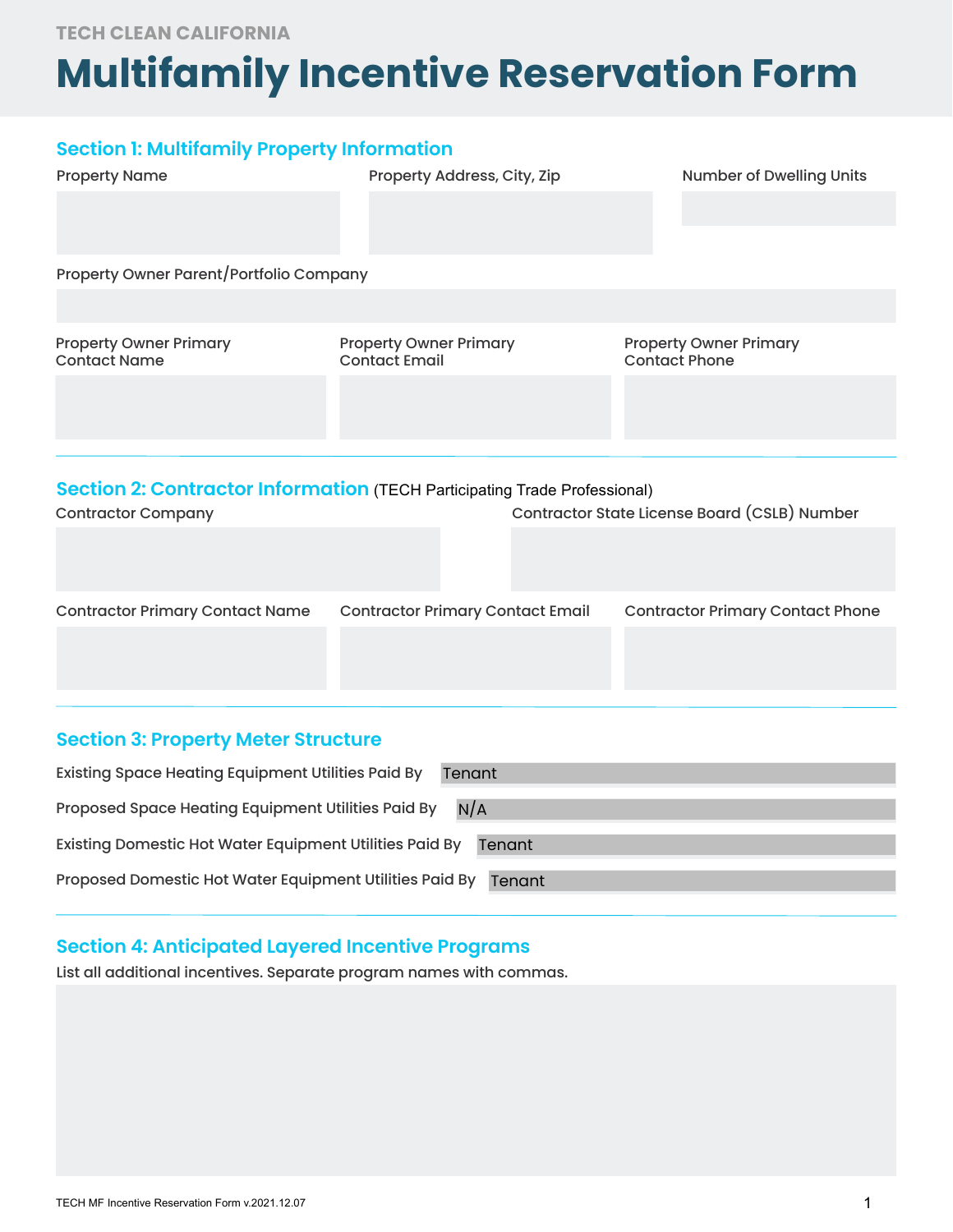TECH CLEAN CALIFORNIA

# Multifamily Incentive Reservation Form

## Section 1: Multifamily Property Information

Property Name

Property Address, City, Zip

Number of Dwelling Units

Property Owner Parent/Portfolio Company

Property Owner Primary Contact Name

Property Owner Primary Contact Email

Property Owner Primary Contact Phone

## Section 2: Contractor Information (TECH Participating Trade Professional)

Contractor Company

Contractor State License Board (CSLB) Number

Contractor Primary Contact Name

Contractor Primary Contact Email

Contractor Primary Contact Phone

## Section 3: Property Meter Structure

Existing Space Heating Equipment Utilities Paid By: Tenant

Proposed Space Heating Equipment Utilities Paid By: N/A

Existing Domestic Hot Water Equipment Utilities Paid By: Tenant

Proposed Domestic Hot Water Equipment Utilities Paid By: Tenant

## Section 4: Anticipated Layered Incentive Programs

List all additional incentives. Separate program names with commas.

TECH MF Incentive Reservation Form v.2021.12.07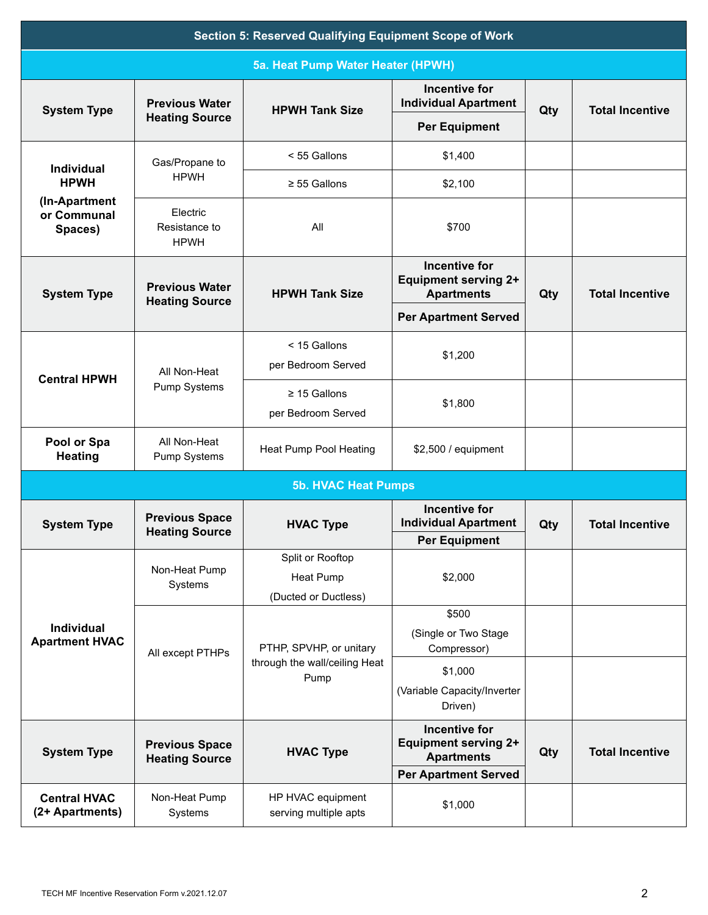## Section 5: Reserved Qualifying Equipment Scope of Work

### 5a. Heat Pump Water Heater (HPWH)

| System Type | Previous Water Heating Source | HPWH Tank Size | Incentive for Individual Apartment | Qty | Total Incentive |
|---|---|---|---|---|---|
| | | | Per Equipment | | |
| Individual HPWH (In-Apartment or Communal Spaces) | Gas/Propane to HPWH | < 55 Gallons | $1,400 | | |
| | | ≥ 55 Gallons | $2,100 | | |
| | Electric Resistance to HPWH | All | $700 | | |

| System Type | Previous Water Heating Source | HPWH Tank Size | Incentive for Equipment serving 2+ Apartments | Qty | Total Incentive |
|---|---|---|---|---|---|
| | | | Per Apartment Served | | |
| Central HPWH | All Non-Heat Pump Systems | < 15 Gallons per Bedroom Served | $1,200 | | |
| | | ≥ 15 Gallons per Bedroom Served | $1,800 | | |
| Pool or Spa Heating | All Non-Heat Pump Systems | Heat Pump Pool Heating | $2,500 / equipment | | |

### 5b. HVAC Heat Pumps

| System Type | Previous Space Heating Source | HVAC Type | Incentive for Individual Apartment | Qty | Total Incentive |
|---|---|---|---|---|---|
| | | | Per Equipment | | |
| Individual Apartment HVAC | Non-Heat Pump Systems | Split or Rooftop Heat Pump (Ducted or Ductless) | $2,000 | | |
| | All except PTHPs | PTHP, SPVHP, or unitary through the wall/ceiling Heat Pump | $500 (Single or Two Stage Compressor) | | |
| | | | $1,000 (Variable Capacity/Inverter Driven) | | |

| System Type | Previous Space Heating Source | HVAC Type | Incentive for Equipment serving 2+ Apartments | Qty | Total Incentive |
|---|---|---|---|---|---|
| | | | Per Apartment Served | | |
| Central HVAC (2+ Apartments) | Non-Heat Pump Systems | HP HVAC equipment serving multiple apts | $1,000 | | |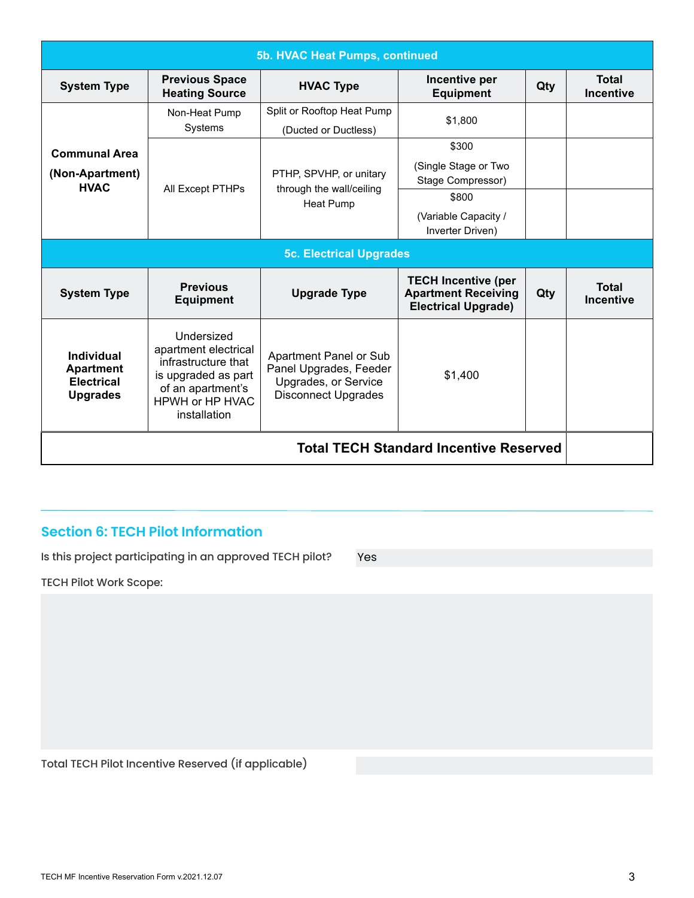| 5b. HVAC Heat Pumps, continued | | | | | |
|---|---|---|---|---|---|
| **System Type** | **Previous Space Heating Source** | **HVAC Type** | **Incentive per Equipment** | **Qty** | **Total Incentive** |
| **Communal Area (Non-Apartment) HVAC** | Non-Heat Pump Systems | Split or Rooftop Heat Pump (Ducted or Ductless) | $1,800 | | |
| | All Except PTHPs | PTHP, SPVHP, or unitary through the wall/ceiling Heat Pump | $300 (Single Stage or Two Stage Compressor) | | |
| | | | $800 (Variable Capacity / Inverter Driven) | | |

| 5c. Electrical Upgrades | | | | | |
|---|---|---|---|---|---|
| **System Type** | **Previous Equipment** | **Upgrade Type** | **TECH Incentive (per Apartment Receiving Electrical Upgrade)** | **Qty** | **Total Incentive** |
| **Individual Apartment Electrical Upgrades** | Undersized apartment electrical infrastructure that is upgraded as part of an apartment's HPWH or HP HVAC installation | Apartment Panel or Sub Panel Upgrades, Feeder Upgrades, or Service Disconnect Upgrades | $1,400 | | |
| **Total TECH Standard Incentive Reserved** | | | | | |

## Section 6: TECH Pilot Information

Is this project participating in an approved TECH pilot? Yes

TECH Pilot Work Scope:

Total TECH Pilot Incentive Reserved (if applicable)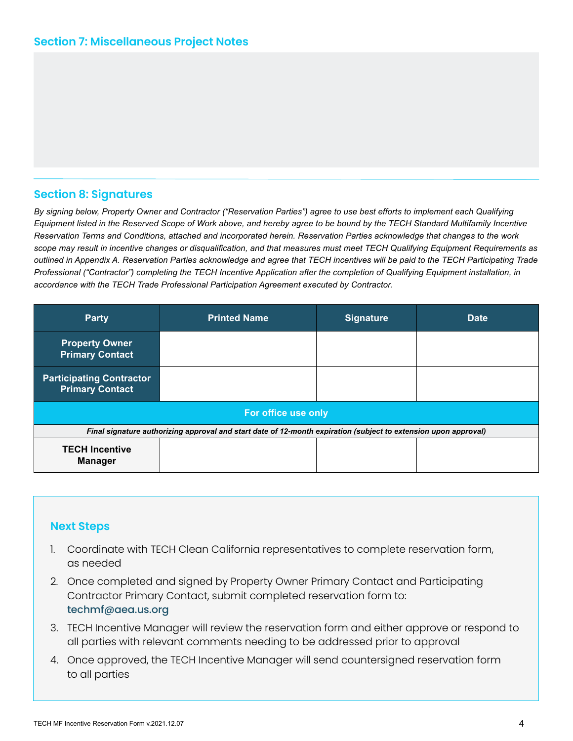## Section 7: Miscellaneous Project Notes

## Section 8: Signatures

*By signing below, Property Owner and Contractor ("Reservation Parties") agree to use best efforts to implement each Qualifying Equipment listed in the Reserved Scope of Work above, and hereby agree to be bound by the TECH Standard Multifamily Incentive Reservation Terms and Conditions, attached and incorporated herein. Reservation Parties acknowledge that changes to the work scope may result in incentive changes or disqualification, and that measures must meet TECH Qualifying Equipment Requirements as outlined in Appendix A. Reservation Parties acknowledge and agree that TECH incentives will be paid to the TECH Participating Trade Professional ("Contractor") completing the TECH Incentive Application after the completion of Qualifying Equipment installation, in accordance with the TECH Trade Professional Participation Agreement executed by Contractor.*

| Party | Printed Name | Signature | Date |
|---|---|---|---|
| **Property Owner Primary Contact** | | | |
| **Participating Contractor Primary Contact** | | | |
| **For office use only** | | | |
| ***Final signature authorizing approval and start date of 12-month expiration (subject to extension upon approval)*** | | | |
| **TECH Incentive Manager** | | | |

### Next Steps

1. Coordinate with TECH Clean California representatives to complete reservation form, as needed
2. Once completed and signed by Property Owner Primary Contact and Participating Contractor Primary Contact, submit completed reservation form to: techmf@aea.us.org
3. TECH Incentive Manager will review the reservation form and either approve or respond to all parties with relevant comments needing to be addressed prior to approval
4. Once approved, the TECH Incentive Manager will send countersigned reservation form to all parties

TECH MF Incentive Reservation Form v.2021.12.07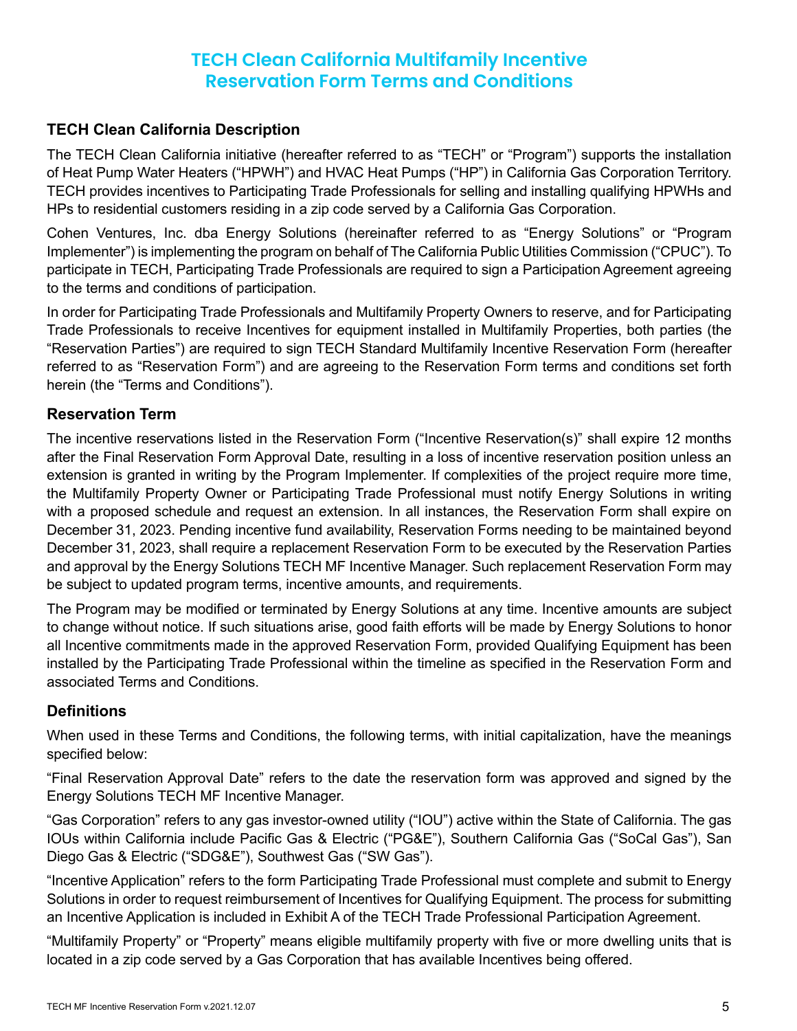# TECH Clean California Multifamily Incentive Reservation Form Terms and Conditions

## TECH Clean California Description

The TECH Clean California initiative (hereafter referred to as "TECH" or "Program") supports the installation of Heat Pump Water Heaters ("HPWH") and HVAC Heat Pumps ("HP") in California Gas Corporation Territory. TECH provides incentives to Participating Trade Professionals for selling and installing qualifying HPWHs and HPs to residential customers residing in a zip code served by a California Gas Corporation.

Cohen Ventures, Inc. dba Energy Solutions (hereinafter referred to as "Energy Solutions" or "Program Implementer") is implementing the program on behalf of The California Public Utilities Commission ("CPUC"). To participate in TECH, Participating Trade Professionals are required to sign a Participation Agreement agreeing to the terms and conditions of participation.

In order for Participating Trade Professionals and Multifamily Property Owners to reserve, and for Participating Trade Professionals to receive Incentives for equipment installed in Multifamily Properties, both parties (the "Reservation Parties") are required to sign TECH Standard Multifamily Incentive Reservation Form (hereafter referred to as "Reservation Form") and are agreeing to the Reservation Form terms and conditions set forth herein (the "Terms and Conditions").

## Reservation Term

The incentive reservations listed in the Reservation Form ("Incentive Reservation(s)" shall expire 12 months after the Final Reservation Form Approval Date, resulting in a loss of incentive reservation position unless an extension is granted in writing by the Program Implementer. If complexities of the project require more time, the Multifamily Property Owner or Participating Trade Professional must notify Energy Solutions in writing with a proposed schedule and request an extension. In all instances, the Reservation Form shall expire on December 31, 2023. Pending incentive fund availability, Reservation Forms needing to be maintained beyond December 31, 2023, shall require a replacement Reservation Form to be executed by the Reservation Parties and approval by the Energy Solutions TECH MF Incentive Manager. Such replacement Reservation Form may be subject to updated program terms, incentive amounts, and requirements.

The Program may be modified or terminated by Energy Solutions at any time. Incentive amounts are subject to change without notice. If such situations arise, good faith efforts will be made by Energy Solutions to honor all Incentive commitments made in the approved Reservation Form, provided Qualifying Equipment has been installed by the Participating Trade Professional within the timeline as specified in the Reservation Form and associated Terms and Conditions.

## Definitions

When used in these Terms and Conditions, the following terms, with initial capitalization, have the meanings specified below:

"Final Reservation Approval Date" refers to the date the reservation form was approved and signed by the Energy Solutions TECH MF Incentive Manager.

"Gas Corporation" refers to any gas investor-owned utility ("IOU") active within the State of California. The gas IOUs within California include Pacific Gas & Electric ("PG&E"), Southern California Gas ("SoCal Gas"), San Diego Gas & Electric ("SDG&E"), Southwest Gas ("SW Gas").

"Incentive Application" refers to the form Participating Trade Professional must complete and submit to Energy Solutions in order to request reimbursement of Incentives for Qualifying Equipment. The process for submitting an Incentive Application is included in Exhibit A of the TECH Trade Professional Participation Agreement.

"Multifamily Property" or "Property" means eligible multifamily property with five or more dwelling units that is located in a zip code served by a Gas Corporation that has available Incentives being offered.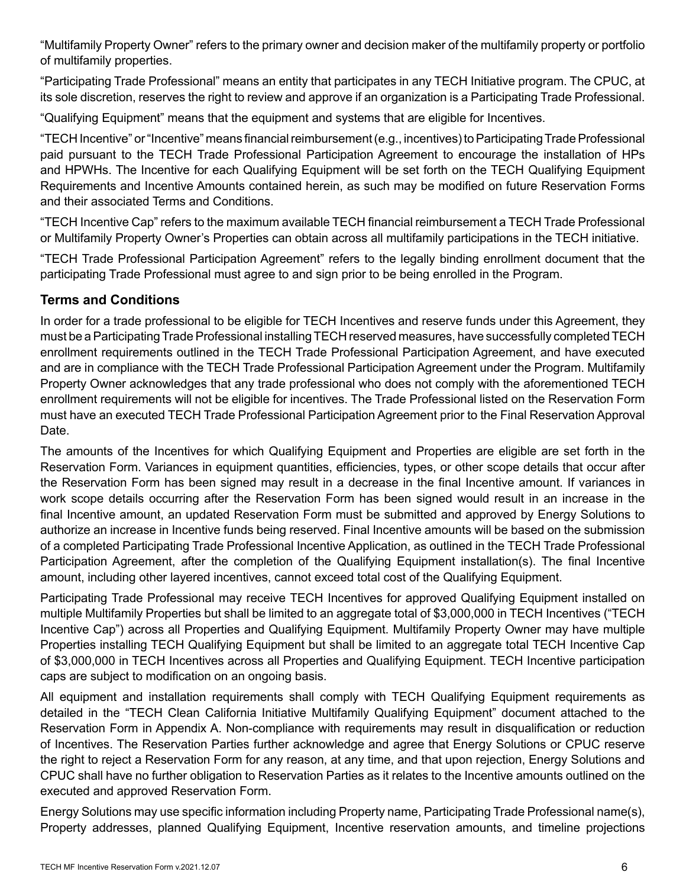"Multifamily Property Owner" refers to the primary owner and decision maker of the multifamily property or portfolio of multifamily properties.

"Participating Trade Professional" means an entity that participates in any TECH Initiative program. The CPUC, at its sole discretion, reserves the right to review and approve if an organization is a Participating Trade Professional.

"Qualifying Equipment" means that the equipment and systems that are eligible for Incentives.

"TECH Incentive" or "Incentive" means financial reimbursement (e.g., incentives) to Participating Trade Professional paid pursuant to the TECH Trade Professional Participation Agreement to encourage the installation of HPs and HPWHs. The Incentive for each Qualifying Equipment will be set forth on the TECH Qualifying Equipment Requirements and Incentive Amounts contained herein, as such may be modified on future Reservation Forms and their associated Terms and Conditions.

"TECH Incentive Cap" refers to the maximum available TECH financial reimbursement a TECH Trade Professional or Multifamily Property Owner's Properties can obtain across all multifamily participations in the TECH initiative.

"TECH Trade Professional Participation Agreement" refers to the legally binding enrollment document that the participating Trade Professional must agree to and sign prior to be being enrolled in the Program.

## Terms and Conditions

In order for a trade professional to be eligible for TECH Incentives and reserve funds under this Agreement, they must be a Participating Trade Professional installing TECH reserved measures, have successfully completed TECH enrollment requirements outlined in the TECH Trade Professional Participation Agreement, and have executed and are in compliance with the TECH Trade Professional Participation Agreement under the Program. Multifamily Property Owner acknowledges that any trade professional who does not comply with the aforementioned TECH enrollment requirements will not be eligible for incentives. The Trade Professional listed on the Reservation Form must have an executed TECH Trade Professional Participation Agreement prior to the Final Reservation Approval Date.

The amounts of the Incentives for which Qualifying Equipment and Properties are eligible are set forth in the Reservation Form. Variances in equipment quantities, efficiencies, types, or other scope details that occur after the Reservation Form has been signed may result in a decrease in the final Incentive amount. If variances in work scope details occurring after the Reservation Form has been signed would result in an increase in the final Incentive amount, an updated Reservation Form must be submitted and approved by Energy Solutions to authorize an increase in Incentive funds being reserved. Final Incentive amounts will be based on the submission of a completed Participating Trade Professional Incentive Application, as outlined in the TECH Trade Professional Participation Agreement, after the completion of the Qualifying Equipment installation(s). The final Incentive amount, including other layered incentives, cannot exceed total cost of the Qualifying Equipment.

Participating Trade Professional may receive TECH Incentives for approved Qualifying Equipment installed on multiple Multifamily Properties but shall be limited to an aggregate total of $3,000,000 in TECH Incentives ("TECH Incentive Cap") across all Properties and Qualifying Equipment. Multifamily Property Owner may have multiple Properties installing TECH Qualifying Equipment but shall be limited to an aggregate total TECH Incentive Cap of $3,000,000 in TECH Incentives across all Properties and Qualifying Equipment. TECH Incentive participation caps are subject to modification on an ongoing basis.

All equipment and installation requirements shall comply with TECH Qualifying Equipment requirements as detailed in the "TECH Clean California Initiative Multifamily Qualifying Equipment" document attached to the Reservation Form in Appendix A. Non-compliance with requirements may result in disqualification or reduction of Incentives. The Reservation Parties further acknowledge and agree that Energy Solutions or CPUC reserve the right to reject a Reservation Form for any reason, at any time, and that upon rejection, Energy Solutions and CPUC shall have no further obligation to Reservation Parties as it relates to the Incentive amounts outlined on the executed and approved Reservation Form.

Energy Solutions may use specific information including Property name, Participating Trade Professional name(s), Property addresses, planned Qualifying Equipment, Incentive reservation amounts, and timeline projections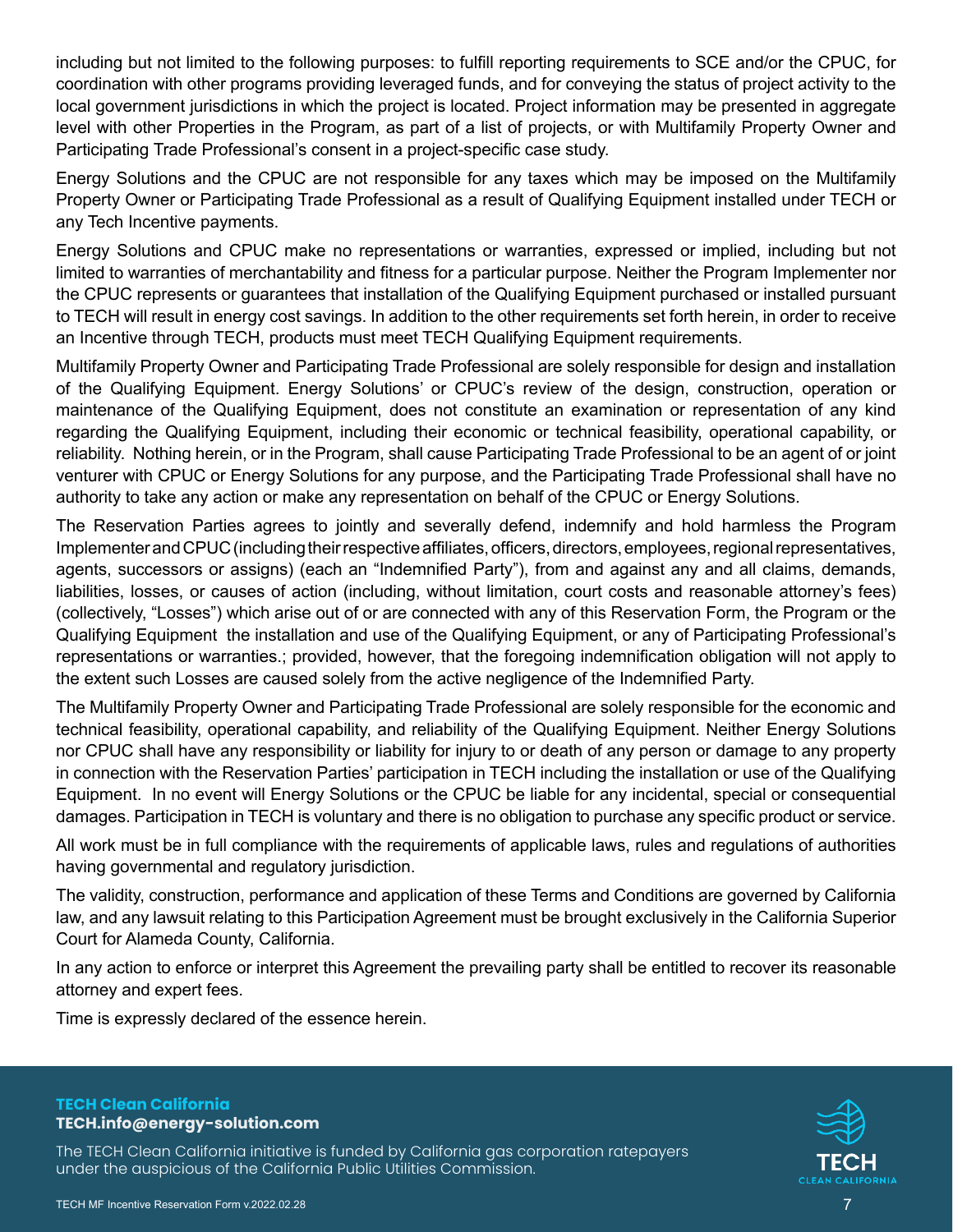including but not limited to the following purposes: to fulfill reporting requirements to SCE and/or the CPUC, for coordination with other programs providing leveraged funds, and for conveying the status of project activity to the local government jurisdictions in which the project is located. Project information may be presented in aggregate level with other Properties in the Program, as part of a list of projects, or with Multifamily Property Owner and Participating Trade Professional's consent in a project-specific case study.

Energy Solutions and the CPUC are not responsible for any taxes which may be imposed on the Multifamily Property Owner or Participating Trade Professional as a result of Qualifying Equipment installed under TECH or any Tech Incentive payments.

Energy Solutions and CPUC make no representations or warranties, expressed or implied, including but not limited to warranties of merchantability and fitness for a particular purpose. Neither the Program Implementer nor the CPUC represents or guarantees that installation of the Qualifying Equipment purchased or installed pursuant to TECH will result in energy cost savings. In addition to the other requirements set forth herein, in order to receive an Incentive through TECH, products must meet TECH Qualifying Equipment requirements.

Multifamily Property Owner and Participating Trade Professional are solely responsible for design and installation of the Qualifying Equipment. Energy Solutions' or CPUC's review of the design, construction, operation or maintenance of the Qualifying Equipment, does not constitute an examination or representation of any kind regarding the Qualifying Equipment, including their economic or technical feasibility, operational capability, or reliability. Nothing herein, or in the Program, shall cause Participating Trade Professional to be an agent of or joint venturer with CPUC or Energy Solutions for any purpose, and the Participating Trade Professional shall have no authority to take any action or make any representation on behalf of the CPUC or Energy Solutions.

The Reservation Parties agrees to jointly and severally defend, indemnify and hold harmless the Program Implementer and CPUC (including their respective affiliates, officers, directors, employees, regional representatives, agents, successors or assigns) (each an "Indemnified Party"), from and against any and all claims, demands, liabilities, losses, or causes of action (including, without limitation, court costs and reasonable attorney's fees) (collectively, "Losses") which arise out of or are connected with any of this Reservation Form, the Program or the Qualifying Equipment the installation and use of the Qualifying Equipment, or any of Participating Professional's representations or warranties.; provided, however, that the foregoing indemnification obligation will not apply to the extent such Losses are caused solely from the active negligence of the Indemnified Party.

The Multifamily Property Owner and Participating Trade Professional are solely responsible for the economic and technical feasibility, operational capability, and reliability of the Qualifying Equipment. Neither Energy Solutions nor CPUC shall have any responsibility or liability for injury to or death of any person or damage to any property in connection with the Reservation Parties' participation in TECH including the installation or use of the Qualifying Equipment. In no event will Energy Solutions or the CPUC be liable for any incidental, special or consequential damages. Participation in TECH is voluntary and there is no obligation to purchase any specific product or service.

All work must be in full compliance with the requirements of applicable laws, rules and regulations of authorities having governmental and regulatory jurisdiction.

The validity, construction, performance and application of these Terms and Conditions are governed by California law, and any lawsuit relating to this Participation Agreement must be brought exclusively in the California Superior Court for Alameda County, California.

In any action to enforce or interpret this Agreement the prevailing party shall be entitled to recover its reasonable attorney and expert fees.

Time is expressly declared of the essence herein.

**TECH Clean California**
**TECH.info@energy-solution.com**

The TECH Clean California initiative is funded by California gas corporation ratepayers under the auspicious of the California Public Utilities Commission.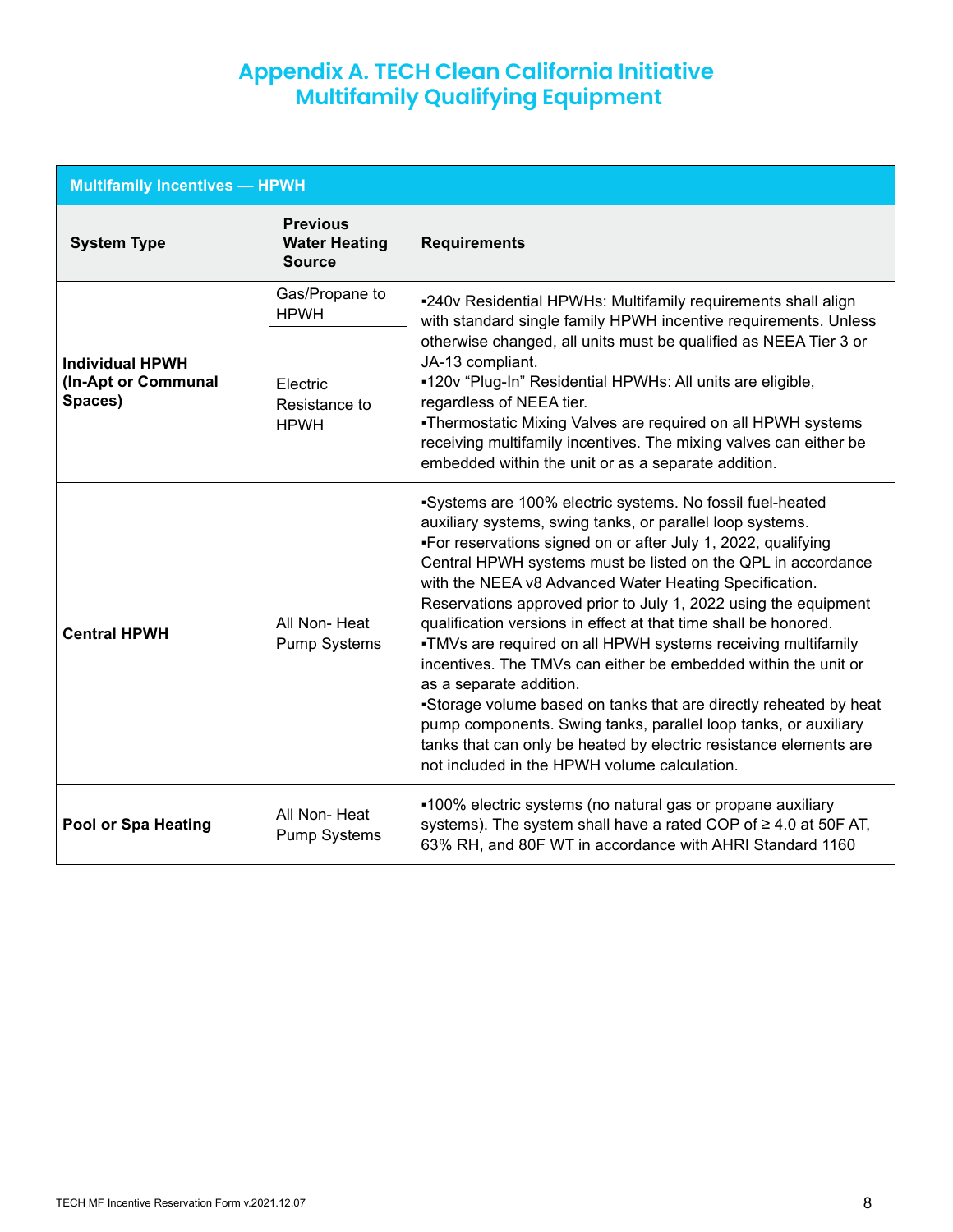# Appendix A. TECH Clean California Initiative Multifamily Qualifying Equipment

| Multifamily Incentives — HPWH | | |
|---|---|---|
| **System Type** | **Previous Water Heating Source** | **Requirements** |
| **Individual HPWH (In-Apt or Communal Spaces)** | Gas/Propane to HPWH<br>Electric Resistance to HPWH | ▪240v Residential HPWHs: Multifamily requirements shall align with standard single family HPWH incentive requirements. Unless otherwise changed, all units must be qualified as NEEA Tier 3 or JA-13 compliant.<br>▪120v "Plug-In" Residential HPWHs: All units are eligible, regardless of NEEA tier.<br>▪Thermostatic Mixing Valves are required on all HPWH systems receiving multifamily incentives. The mixing valves can either be embedded within the unit or as a separate addition. |
| **Central HPWH** | All Non- Heat Pump Systems | ▪Systems are 100% electric systems. No fossil fuel-heated auxiliary systems, swing tanks, or parallel loop systems.<br>▪For reservations signed on or after July 1, 2022, qualifying Central HPWH systems must be listed on the QPL in accordance with the NEEA v8 Advanced Water Heating Specification. Reservations approved prior to July 1, 2022 using the equipment qualification versions in effect at that time shall be honored.<br>▪TMVs are required on all HPWH systems receiving multifamily incentives. The TMVs can either be embedded within the unit or as a separate addition.<br>▪Storage volume based on tanks that are directly reheated by heat pump components. Swing tanks, parallel loop tanks, or auxiliary tanks that can only be heated by electric resistance elements are not included in the HPWH volume calculation. |
| **Pool or Spa Heating** | All Non- Heat Pump Systems | ▪100% electric systems (no natural gas or propane auxiliary systems). The system shall have a rated COP of ≥ 4.0 at 50F AT, 63% RH, and 80F WT in accordance with AHRI Standard 1160 |

TECH MF Incentive Reservation Form v.2021.12.07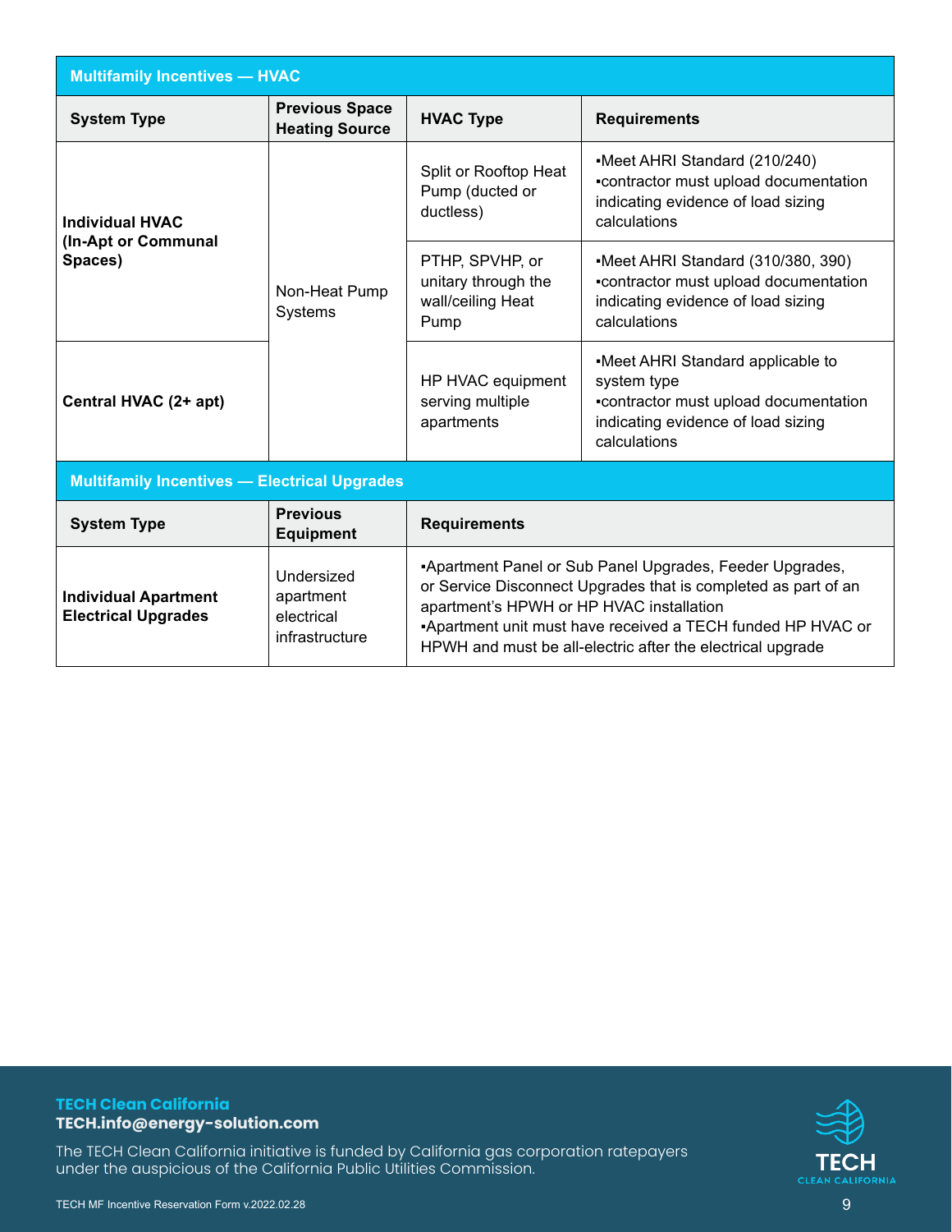## Multifamily Incentives — HVAC

| System Type | Previous Space Heating Source | HVAC Type | Requirements |
|---|---|---|---|
| **Individual HVAC (In-Apt or Communal Spaces)** | Non-Heat Pump Systems | Split or Rooftop Heat Pump (ducted or ductless) | ▪Meet AHRI Standard (210/240) ▪contractor must upload documentation indicating evidence of load sizing calculations |
| | | PTHP, SPVHP, or unitary through the wall/ceiling Heat Pump | ▪Meet AHRI Standard (310/380, 390) ▪contractor must upload documentation indicating evidence of load sizing calculations |
| **Central HVAC (2+ apt)** | | HP HVAC equipment serving multiple apartments | ▪Meet AHRI Standard applicable to system type ▪contractor must upload documentation indicating evidence of load sizing calculations |

## Multifamily Incentives — Electrical Upgrades

| System Type | Previous Equipment | Requirements |
|---|---|---|
| **Individual Apartment Electrical Upgrades** | Undersized apartment electrical infrastructure | ▪Apartment Panel or Sub Panel Upgrades, Feeder Upgrades, or Service Disconnect Upgrades that is completed as part of an apartment's HPWH or HP HVAC installation ▪Apartment unit must have received a TECH funded HP HVAC or HPWH and must be all-electric after the electrical upgrade |

**TECH Clean California**
**TECH.info@energy-solution.com**

The TECH Clean California initiative is funded by California gas corporation ratepayers under the auspicious of the California Public Utilities Commission.

TECH MF Incentive Reservation Form v.2022.02.28